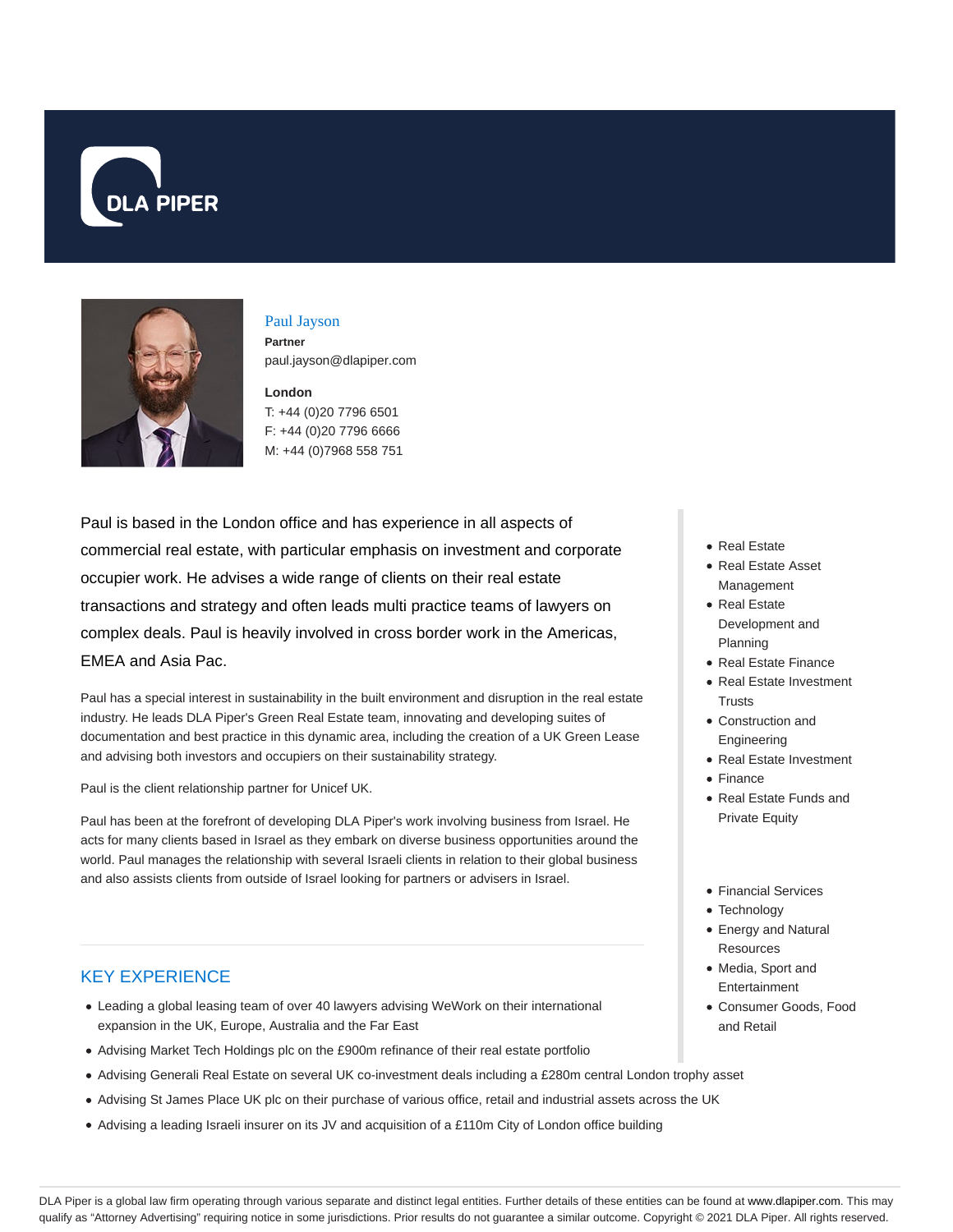# Paul Jayson

**Partner**

paul.jayson@dlapiper.com

**London**

T: +44 (0)20 7796 6501

F: +44 (0)20 7796 6666

M: +44 (0)7968 558 751

Paul is based in the London office and has experience in all aspects of commercial real estate, with particular emphasis on investment and corporate occupier work. He advises a wide range of clients on their real estate transactions and strategy and often leads multi practice teams of lawyers on complex deals. Paul is heavily involved in cross border work in the Americas, EMEA and Asia Pac.

Paul has a special interest in sustainability in the built environment and disruption in the real estate industry. He leads DLA Piper's Green Real Estate team, innovating and developing suites of documentation and best practice in this dynamic area, including the creation of a UK Green Lease and advising both investors and occupiers on their sustainability strategy.

Paul is the client relationship partner for Unicef UK.

Paul has been at the forefront of developing DLA Piper's work involving business from Israel. He acts for many clients based in Israel as they embark on diverse business opportunities around the world. Paul manages the relationship with several Israeli clients in relation to their global business and also assists clients from outside of Israel looking for partners or advisers in Israel.

- Real Estate
- Real Estate Asset Management
- Real Estate Development and Planning
- Real Estate Finance
- Real Estate Investment Trusts
- Construction and Engineering
- Real Estate Investment
- Finance
- Real Estate Funds and Private Equity

- Financial Services
- Technology
- Energy and Natural Resources
- Media, Sport and Entertainment
- Consumer Goods, Food and Retail

## KEY EXPERIENCE

- Leading a global leasing team of over 40 lawyers advising WeWork on their international expansion in the UK, Europe, Australia and the Far East
- Advising Market Tech Holdings plc on the £900m refinance of their real estate portfolio
- Advising Generali Real Estate on several UK co-investment deals including a £280m central London trophy asset
- Advising St James Place UK plc on their purchase of various office, retail and industrial assets across the UK
- Advising a leading Israeli insurer on its JV and acquisition of a £110m City of London office building

DLA Piper is a global law firm operating through various separate and distinct legal entities. Further details of these entities can be found at www.dlapiper.com. This may qualify as "Attorney Advertising" requiring notice in some jurisdictions. Prior results do not guarantee a similar outcome. Copyright © 2021 DLA Piper. All rights reserved.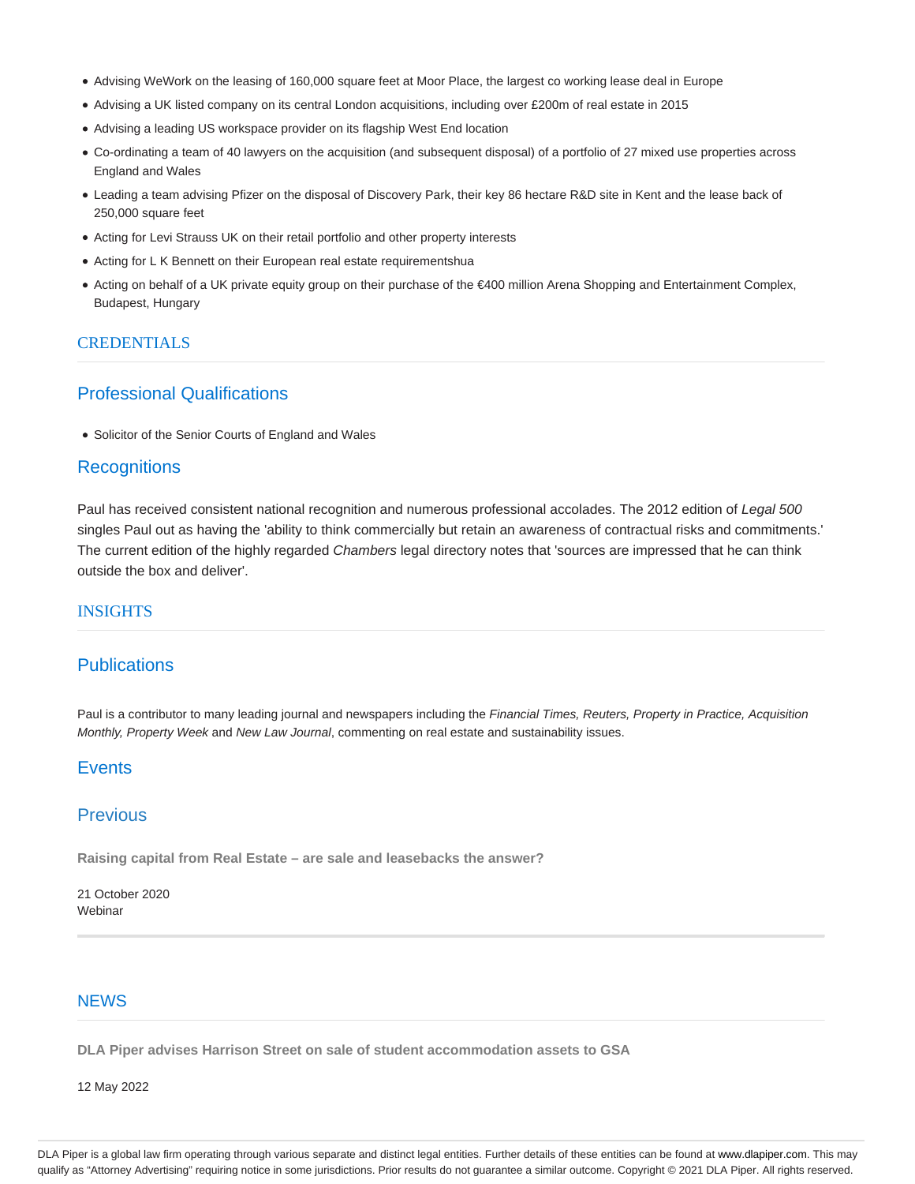- Advising WeWork on the leasing of 160,000 square feet at Moor Place, the largest co working lease deal in Europe
- Advising a UK listed company on its central London acquisitions, including over £200m of real estate in 2015
- Advising a leading US workspace provider on its flagship West End location
- Co-ordinating a team of 40 lawyers on the acquisition (and subsequent disposal) of a portfolio of 27 mixed use properties across England and Wales
- Leading a team advising Pfizer on the disposal of Discovery Park, their key 86 hectare R&D site in Kent and the lease back of 250,000 square feet
- Acting for Levi Strauss UK on their retail portfolio and other property interests
- Acting for L K Bennett on their European real estate requirementshua
- Acting on behalf of a UK private equity group on their purchase of the €400 million Arena Shopping and Entertainment Complex, Budapest, Hungary

## CREDENTIALS

### Professional Qualifications

- Solicitor of the Senior Courts of England and Wales

### Recognitions

Paul has received consistent national recognition and numerous professional accolades. The 2012 edition of *Legal 500* singles Paul out as having the 'ability to think commercially but retain an awareness of contractual risks and commitments.' The current edition of the highly regarded *Chambers* legal directory notes that 'sources are impressed that he can think outside the box and deliver'.

## INSIGHTS

### Publications

Paul is a contributor to many leading journal and newspapers including the *Financial Times, Reuters, Property in Practice, Acquisition Monthly, Property Week* and *New Law Journal*, commenting on real estate and sustainability issues.

### Events

### Previous

**Raising capital from Real Estate – are sale and leasebacks the answer?**

21 October 2020
Webinar

## NEWS

**DLA Piper advises Harrison Street on sale of student accommodation assets to GSA**

12 May 2022

DLA Piper is a global law firm operating through various separate and distinct legal entities. Further details of these entities can be found at www.dlapiper.com. This may qualify as "Attorney Advertising" requiring notice in some jurisdictions. Prior results do not guarantee a similar outcome. Copyright © 2021 DLA Piper. All rights reserved.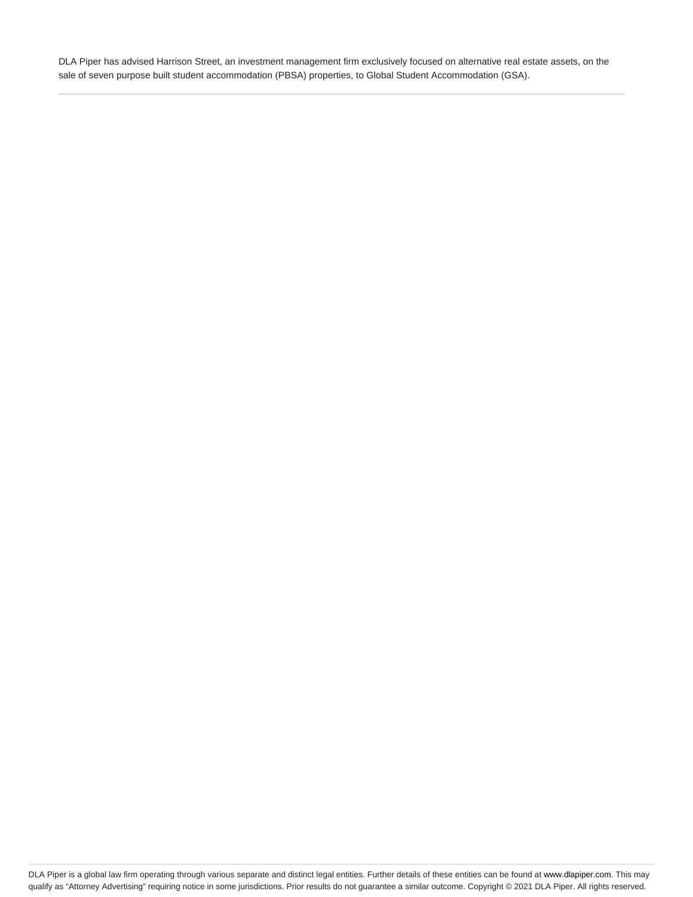DLA Piper has advised Harrison Street, an investment management firm exclusively focused on alternative real estate assets, on the sale of seven purpose built student accommodation (PBSA) properties, to Global Student Accommodation (GSA).

---

DLA Piper is a global law firm operating through various separate and distinct legal entities. Further details of these entities can be found at www.dlapiper.com. This may qualify as "Attorney Advertising" requiring notice in some jurisdictions. Prior results do not guarantee a similar outcome. Copyright © 2021 DLA Piper. All rights reserved.